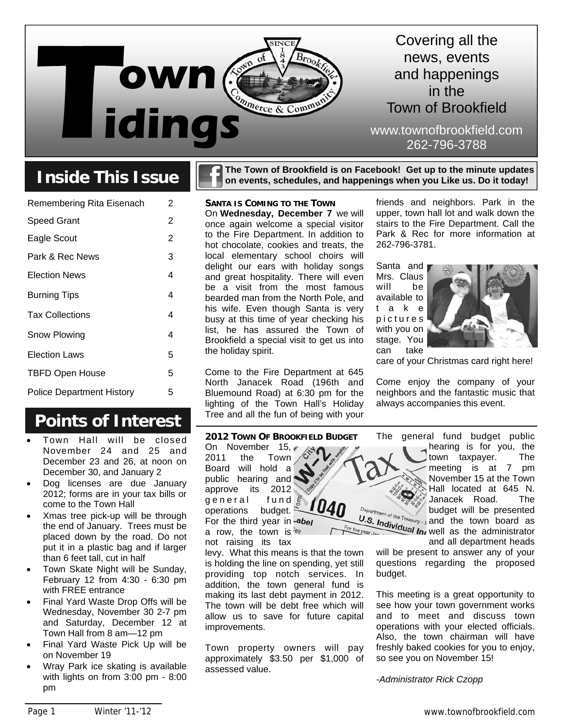# Town Tidings

Covering all the news, events and happenings in the Town of Brookfield

www.townofbrookfield.com
262-796-3788

**The Town of Brookfield is on Facebook! Get up to the minute updates on events, schedules, and happenings when you Like us. Do it today!**

## Inside This Issue

| | |
|---|---|
| Remembering Rita Eisenach | 2 |
| Speed Grant | 2 |
| Eagle Scout | 2 |
| Park & Rec News | 3 |
| Election News | 4 |
| Burning Tips | 4 |
| Tax Collections | 4 |
| Snow Plowing | 4 |
| Election Laws | 5 |
| TBFD Open House | 5 |
| Police Department History | 5 |

## Points of Interest

- Town Hall will be closed November 24 and 25 and December 23 and 26, at noon on December 30, and January 2
- Dog licenses are due January 2012; forms are in your tax bills or come to the Town Hall
- Xmas tree pick-up will be through the end of January. Trees must be placed down by the road. Do not put it in a plastic bag and if larger than 6 feet tall, cut in half
- Town Skate Night will be Sunday, February 12 from 4:30 - 6:30 pm with FREE entrance
- Final Yard Waste Drop Offs will be Wednesday, November 30 2-7 pm and Saturday, December 12 at Town Hall from 8 am—12 pm
- Final Yard Waste Pick Up will be on November 19
- Wray Park ice skating is available with lights on from 3:00 pm - 8:00 pm

### Santa is Coming to the Town

On **Wednesday, December 7** we will once again welcome a special visitor to the Fire Department. In addition to hot chocolate, cookies and treats, the local elementary school choirs will delight our ears with holiday songs and great hospitality. There will even be a visit from the most famous bearded man from the North Pole, and his wife. Even though Santa is very busy at this time of year checking his list, he has assured the Town of Brookfield a special visit to get us into the holiday spirit.

Come to the Fire Department at 645 North Janacek Road (196th and Bluemound Road) at 6:30 pm for the lighting of the Town Hall's Holiday Tree and all the fun of being with your friends and neighbors. Park in the upper, town hall lot and walk down the stairs to the Fire Department. Call the Park & Rec for more information at 262-796-3781.

Santa and Mrs. Claus will be available to take pictures with you on stage. You can take care of your Christmas card right here!

Come enjoy the company of your neighbors and the fantastic music that always accompanies this event.

### 2012 Town of Brookfield Budget

On November 15, 2011 the Town Board will hold a public hearing and approve its 2012 general fund operations budget. For the third year in a row, the town is not raising its tax levy. What this means is that the town is holding the line on spending, yet still providing top notch services. In addition, the town general fund is making its last debt payment in 2012. The town will be debt free which will allow us to save for future capital improvements.

Town property owners will pay approximately $3.50 per $1,000 of assessed value.

The general fund budget public hearing is for you, the town taxpayer. The meeting is at 7 pm November 15 at the Town Hall located at 645 N. Janacek Road. The budget will be presented and the town board as well as the administrator and all department heads will be present to answer any of your questions regarding the proposed budget.

This meeting is a great opportunity to see how your town government works and to meet and discuss town operations with your elected officials. Also, the town chairman will have freshly baked cookies for you to enjoy, so see you on November 15!

*-Administrator Rick Czopp*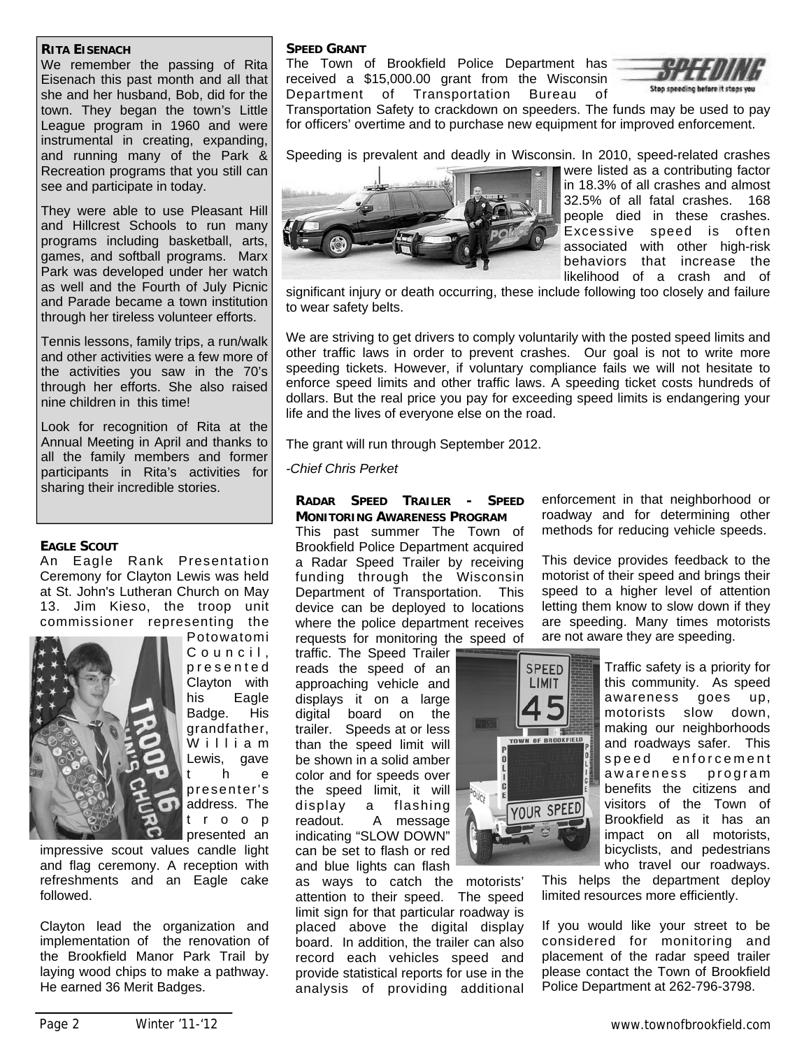## RITA EISENACH

We remember the passing of Rita Eisenach this past month and all that she and her husband, Bob, did for the town. They began the town's Little League program in 1960 and were instrumental in creating, expanding, and running many of the Park & Recreation programs that you still can see and participate in today.

They were able to use Pleasant Hill and Hillcrest Schools to run many programs including basketball, arts, games, and softball programs. Marx Park was developed under her watch as well and the Fourth of July Picnic and Parade became a town institution through her tireless volunteer efforts.

Tennis lessons, family trips, a run/walk and other activities were a few more of the activities you saw in the 70's through her efforts. She also raised nine children in this time!

Look for recognition of Rita at the Annual Meeting in April and thanks to all the family members and former participants in Rita's activities for sharing their incredible stories.

## EAGLE SCOUT

An Eagle Rank Presentation Ceremony for Clayton Lewis was held at St. John's Lutheran Church on May 13. Jim Kieso, the troop unit commissioner representing the Potowatomi Council, presented Clayton with his Eagle Badge. His grandfather, William Lewis, gave the presenter's address. The troop presented an impressive scout values candle light and flag ceremony. A reception with refreshments and an Eagle cake followed.

Clayton lead the organization and implementation of the renovation of the Brookfield Manor Park Trail by laying wood chips to make a pathway. He earned 36 Merit Badges.

## SPEED GRANT

The Town of Brookfield Police Department has received a $15,000.00 grant from the Wisconsin Department of Transportation Bureau of Transportation Safety to crackdown on speeders. The funds may be used to pay for officers' overtime and to purchase new equipment for improved enforcement.

Speeding is prevalent and deadly in Wisconsin. In 2010, speed-related crashes were listed as a contributing factor in 18.3% of all crashes and almost 32.5% of all fatal crashes. 168 people died in these crashes. Excessive speed is often associated with other high-risk behaviors that increase the likelihood of a crash and of significant injury or death occurring, these include following too closely and failure to wear safety belts.

We are striving to get drivers to comply voluntarily with the posted speed limits and other traffic laws in order to prevent crashes. Our goal is not to write more speeding tickets. However, if voluntary compliance fails we will not hesitate to enforce speed limits and other traffic laws. A speeding ticket costs hundreds of dollars. But the real price you pay for exceeding speed limits is endangering your life and the lives of everyone else on the road.

The grant will run through September 2012.

*-Chief Chris Perket*

## RADAR SPEED TRAILER - SPEED MONITORING AWARENESS PROGRAM

This past summer The Town of Brookfield Police Department acquired a Radar Speed Trailer by receiving funding through the Wisconsin Department of Transportation. This device can be deployed to locations where the police department receives requests for monitoring the speed of traffic. The Speed Trailer reads the speed of an approaching vehicle and displays it on a large digital board on the trailer. Speeds at or less than the speed limit will be shown in a solid amber color and for speeds over the speed limit, it will display a flashing readout. A message indicating "SLOW DOWN" can be set to flash or red and blue lights can flash as ways to catch the motorists' attention to their speed. The speed limit sign for that particular roadway is placed above the digital display board. In addition, the trailer can also record each vehicles speed and provide statistical reports for use in the analysis of providing additional enforcement in that neighborhood or roadway and for determining other methods for reducing vehicle speeds.

This device provides feedback to the motorist of their speed and brings their speed to a higher level of attention letting them know to slow down if they are speeding. Many times motorists are not aware they are speeding.

Traffic safety is a priority for this community. As speed awareness goes up, motorists slow down, making our neighborhoods and roadways safer. This speed enforcement awareness program benefits the citizens and visitors of the Town of Brookfield as it has an impact on all motorists, bicyclists, and pedestrians who travel our roadways. This helps the department deploy limited resources more efficiently.

If you would like your street to be considered for monitoring and placement of the radar speed trailer please contact the Town of Brookfield Police Department at 262-796-3798.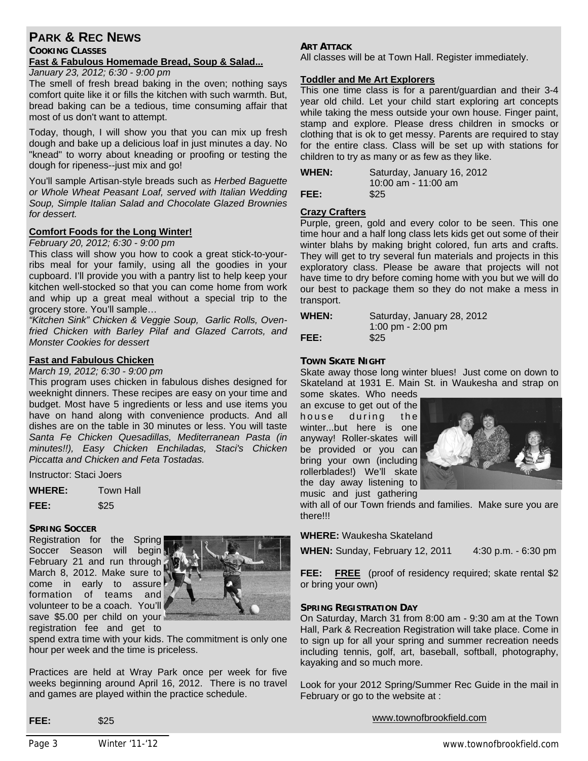# PARK & REC NEWS

## COOKING CLASSES

### Fast & Fabulous Homemade Bread, Soup & Salad...

*January 23, 2012; 6:30 - 9:00 pm*

The smell of fresh bread baking in the oven; nothing says comfort quite like it or fills the kitchen with such warmth. But, bread baking can be a tedious, time consuming affair that most of us don't want to attempt.

Today, though, I will show you that you can mix up fresh dough and bake up a delicious loaf in just minutes a day. No "knead" to worry about kneading or proofing or testing the dough for ripeness--just mix and go!

You'll sample Artisan-style breads such as *Herbed Baguette or Whole Wheat Peasant Loaf, served with Italian Wedding Soup, Simple Italian Salad and Chocolate Glazed Brownies for dessert.*

### Comfort Foods for the Long Winter!

*February 20, 2012; 6:30 - 9:00 pm*

This class will show you how to cook a great stick-to-your-ribs meal for your family, using all the goodies in your cupboard. I'll provide you with a pantry list to help keep your kitchen well-stocked so that you can come home from work and whip up a great meal without a special trip to the grocery store. You'll sample…

*"Kitchen Sink" Chicken & Veggie Soup, Garlic Rolls, Oven-fried Chicken with Barley Pilaf and Glazed Carrots, and Monster Cookies for dessert*

### Fast and Fabulous Chicken

*March 19, 2012; 6:30 - 9:00 pm*

This program uses chicken in fabulous dishes designed for weeknight dinners. These recipes are easy on your time and budget. Most have 5 ingredients or less and use items you have on hand along with convenience products. And all dishes are on the table in 30 minutes or less. You will taste *Santa Fe Chicken Quesadillas, Mediterranean Pasta (in minutes!!), Easy Chicken Enchiladas, Staci's Chicken Piccatta and Chicken and Feta Tostadas.*

Instructor: Staci Joers

**WHERE:** Town Hall

**FEE:** $25

## SPRING SOCCER

Registration for the Spring Soccer Season will begin February 21 and run through March 8, 2012. Make sure to come in early to assure formation of teams and volunteer to be a coach. You'll save $5.00 per child on your registration fee and get to spend extra time with your kids. The commitment is only one hour per week and the time is priceless.

Practices are held at Wray Park once per week for five weeks beginning around April 16, 2012. There is no travel and games are played within the practice schedule.

**FEE:** $25

## ART ATTACK

All classes will be at Town Hall. Register immediately.

### Toddler and Me Art Explorers

This one time class is for a parent/guardian and their 3-4 year old child. Let your child start exploring art concepts while taking the mess outside your own house. Finger paint, stamp and explore. Please dress children in smocks or clothing that is ok to get messy. Parents are required to stay for the entire class. Class will be set up with stations for children to try as many or as few as they like.

**WHEN:** Saturday, January 16, 2012
10:00 am - 11:00 am

**FEE:** $25

### Crazy Crafters

Purple, green, gold and every color to be seen. This one time hour and a half long class lets kids get out some of their winter blahs by making bright colored, fun arts and crafts. They will get to try several fun materials and projects in this exploratory class. Please be aware that projects will not have time to dry before coming home with you but we will do our best to package them so they do not make a mess in transport.

**WHEN:** Saturday, January 28, 2012
1:00 pm - 2:00 pm

**FEE:** $25

## TOWN SKATE NIGHT

Skate away those long winter blues! Just come on down to Skateland at 1931 E. Main St. in Waukesha and strap on some skates. Who needs an excuse to get out of the house during the winter...but here is one anyway! Roller-skates will be provided or you can bring your own (including rollerblades!) We'll skate the day away listening to music and just gathering with all of our Town friends and families. Make sure you are there!!!

**WHERE:** Waukesha Skateland

**WHEN:** Sunday, February 12, 2011 4:30 p.m. - 6:30 pm

**FEE:** **FREE** (proof of residency required; skate rental $2 or bring your own)

## SPRING REGISTRATION DAY

On Saturday, March 31 from 8:00 am - 9:30 am at the Town Hall, Park & Recreation Registration will take place. Come in to sign up for all your spring and summer recreation needs including tennis, golf, art, baseball, softball, photography, kayaking and so much more.

Look for your 2012 Spring/Summer Rec Guide in the mail in February or go to the website at :

www.townofbrookfield.com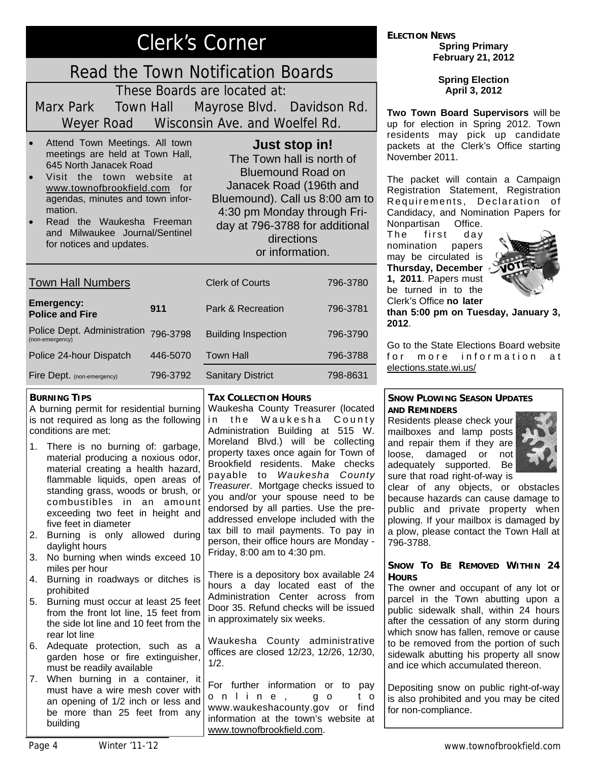# Clerk's Corner

## Read the Town Notification Boards

These Boards are located at:

Marx Park Town Hall Mayrose Blvd. Davidson Rd. Weyer Road Wisconsin Ave. and Woelfel Rd.

- Attend Town Meetings. All town meetings are held at Town Hall, 645 North Janacek Road
- Visit the town website at www.townofbrookfield.com for agendas, minutes and town information.
- Read the Waukesha Freeman and Milwaukee Journal/Sentinel for notices and updates.

**Just stop in!**

The Town hall is north of Bluemound Road on Janacek Road (196th and Bluemound). Call us 8:00 am to 4:30 pm Monday through Friday at 796-3788 for additional directions or information.

| Town Hall Numbers | | | |
|---|---|---|---|
| **Emergency: Police and Fire** | **911** | Clerk of Courts | 796-3780 |
| Police Dept. Administration (non-emergency) | 796-3798 | Park & Recreation | 796-3781 |
| Police 24-hour Dispatch | 446-5070 | Building Inspection | 796-3790 |
| Fire Dept. (non-emergency) | 796-3792 | Town Hall | 796-3788 |
| | | Sanitary District | 798-8631 |

### Election News

**Spring Primary**
**February 21, 2012**

**Spring Election**
**April 3, 2012**

**Two Town Board Supervisors** will be up for election in Spring 2012. Town residents may pick up candidate packets at the Clerk's Office starting November 2011.

The packet will contain a Campaign Registration Statement, Registration Requirements, Declaration of Candidacy, and Nomination Papers for Nonpartisan Office. The first day nomination papers may be circulated is **Thursday, December 1, 2011**. Papers must be turned in to the Clerk's Office **no later than 5:00 pm on Tuesday, January 3, 2012**.

Go to the State Elections Board website for more information at elections.state.wi.us/

### Burning Tips

A burning permit for residential burning is not required as long as the following conditions are met:

1. There is no burning of: garbage, material producing a noxious odor, material creating a health hazard, flammable liquids, open areas of standing grass, woods or brush, or combustibles in an amount exceeding two feet in height and five feet in diameter
2. Burning is only allowed during daylight hours
3. No burning when winds exceed 10 miles per hour
4. Burning in roadways or ditches is prohibited
5. Burning must occur at least 25 feet from the front lot line, 15 feet from the side lot line and 10 feet from the rear lot line
6. Adequate protection, such as a garden hose or fire extinguisher, must be readily available
7. When burning in a container, it must have a wire mesh cover with an opening of 1/2 inch or less and be more than 25 feet from any building

### Tax Collection Hours

Waukesha County Treasurer (located in the Waukesha County Administration Building at 515 W. Moreland Blvd.) will be collecting property taxes once again for Town of Brookfield residents. Make checks payable to *Waukesha County Treasurer*. Mortgage checks issued to you and/or your spouse need to be endorsed by all parties. Use the pre-addressed envelope included with the tax bill to mail payments. To pay in person, their office hours are Monday - Friday, 8:00 am to 4:30 pm.

There is a depository box available 24 hours a day located east of the Administration Center across from Door 35. Refund checks will be issued in approximately six weeks.

Waukesha County administrative offices are closed 12/23, 12/26, 12/30, 1/2.

For further information or to pay online, go to www.waukeshacounty.gov or find information at the town's website at www.townofbrookfield.com.

### Snow Plowing Season Updates and Reminders

Residents please check your mailboxes and lamp posts and repair them if they are loose, damaged or not adequately supported. Be sure that road right-of-way is clear of any objects, or obstacles because hazards can cause damage to public and private property when plowing. If your mailbox is damaged by a plow, please contact the Town Hall at 796-3788.

### Snow To Be Removed Within 24 Hours

The owner and occupant of any lot or parcel in the Town abutting upon a public sidewalk shall, within 24 hours after the cessation of any storm during which snow has fallen, remove or cause to be removed from the portion of such sidewalk abutting his property all snow and ice which accumulated thereon.

Depositing snow on public right-of-way is also prohibited and you may be cited for non-compliance.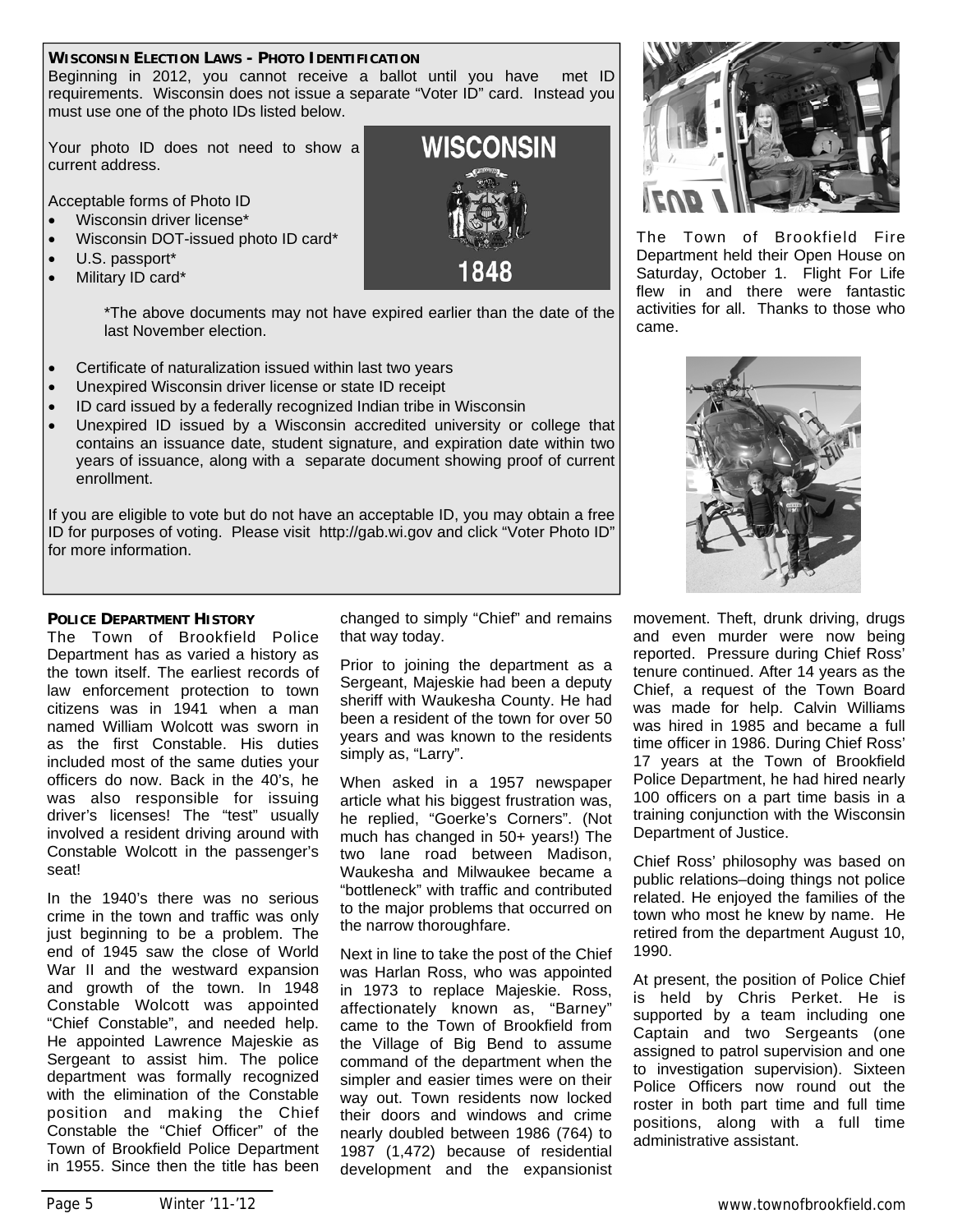## WISCONSIN ELECTION LAWS - PHOTO IDENTIFICATION

Beginning in 2012, you cannot receive a ballot until you have met ID requirements. Wisconsin does not issue a separate "Voter ID" card. Instead you must use one of the photo IDs listed below.

Your photo ID does not need to show a current address.

Acceptable forms of Photo ID

- Wisconsin driver license*
- Wisconsin DOT-issued photo ID card*
- U.S. passport*
- Military ID card*

*The above documents may not have expired earlier than the date of the last November election.

- Certificate of naturalization issued within last two years
- Unexpired Wisconsin driver license or state ID receipt
- ID card issued by a federally recognized Indian tribe in Wisconsin
- Unexpired ID issued by a Wisconsin accredited university or college that contains an issuance date, student signature, and expiration date within two years of issuance, along with a separate document showing proof of current enrollment.

If you are eligible to vote but do not have an acceptable ID, you may obtain a free ID for purposes of voting. Please visit http://gab.wi.gov and click "Voter Photo ID" for more information.

The Town of Brookfield Fire Department held their Open House on Saturday, October 1. Flight For Life flew in and there were fantastic activities for all. Thanks to those who came.

## POLICE DEPARTMENT HISTORY

The Town of Brookfield Police Department has as varied a history as the town itself. The earliest records of law enforcement protection to town citizens was in 1941 when a man named William Wolcott was sworn in as the first Constable. His duties included most of the same duties your officers do now. Back in the 40's, he was also responsible for issuing driver's licenses! The "test" usually involved a resident driving around with Constable Wolcott in the passenger's seat!

In the 1940's there was no serious crime in the town and traffic was only just beginning to be a problem. The end of 1945 saw the close of World War II and the westward expansion and growth of the town. In 1948 Constable Wolcott was appointed "Chief Constable", and needed help. He appointed Lawrence Majeskie as Sergeant to assist him. The police department was formally recognized with the elimination of the Constable position and making the Chief Constable the "Chief Officer" of the Town of Brookfield Police Department in 1955. Since then the title has been changed to simply "Chief" and remains that way today.

Prior to joining the department as a Sergeant, Majeskie had been a deputy sheriff with Waukesha County. He had been a resident of the town for over 50 years and was known to the residents simply as, "Larry".

When asked in a 1957 newspaper article what his biggest frustration was, he replied, "Goerke's Corners". (Not much has changed in 50+ years!) The two lane road between Madison, Waukesha and Milwaukee became a "bottleneck" with traffic and contributed to the major problems that occurred on the narrow thoroughfare.

Next in line to take the post of the Chief was Harlan Ross, who was appointed in 1973 to replace Majeskie. Ross, affectionately known as, "Barney" came to the Town of Brookfield from the Village of Big Bend to assume command of the department when the simpler and easier times were on their way out. Town residents now locked their doors and windows and crime nearly doubled between 1986 (764) to 1987 (1,472) because of residential development and the expansionist movement. Theft, drunk driving, drugs and even murder were now being reported. Pressure during Chief Ross' tenure continued. After 14 years as the Chief, a request of the Town Board was made for help. Calvin Williams was hired in 1985 and became a full time officer in 1986. During Chief Ross' 17 years at the Town of Brookfield Police Department, he had hired nearly 100 officers on a part time basis in a training conjunction with the Wisconsin Department of Justice.

Chief Ross' philosophy was based on public relations–doing things not police related. He enjoyed the families of the town who most he knew by name. He retired from the department August 10, 1990.

At present, the position of Police Chief is held by Chris Perket. He is supported by a team including one Captain and two Sergeants (one assigned to patrol supervision and one to investigation supervision). Sixteen Police Officers now round out the roster in both part time and full time positions, along with a full time administrative assistant.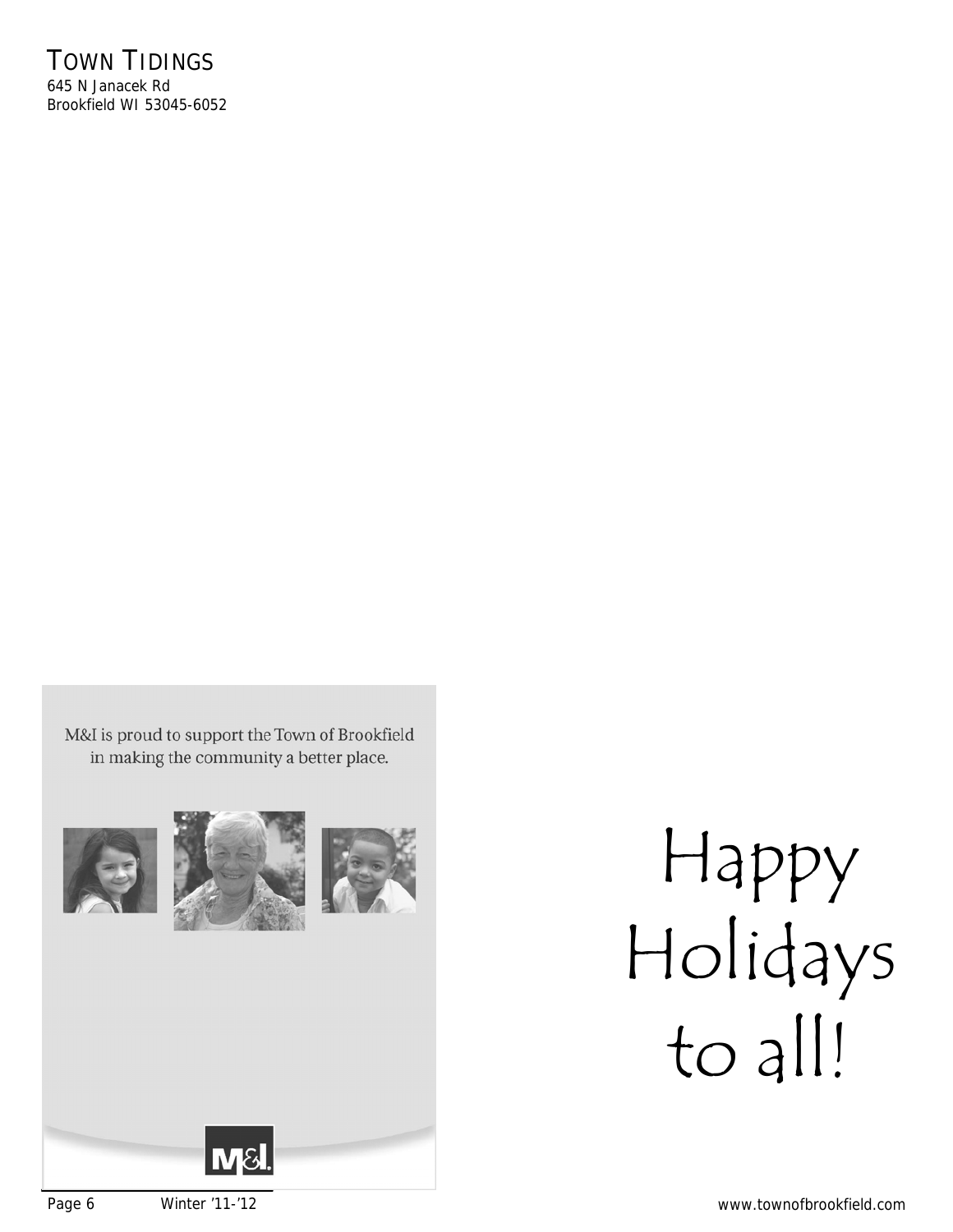TOWN TIDINGS
645 N Janacek Rd
Brookfield WI 53045-6052

M&I is proud to support the Town of Brookfield in making the community a better place.

M&I

Happy Holidays to all!